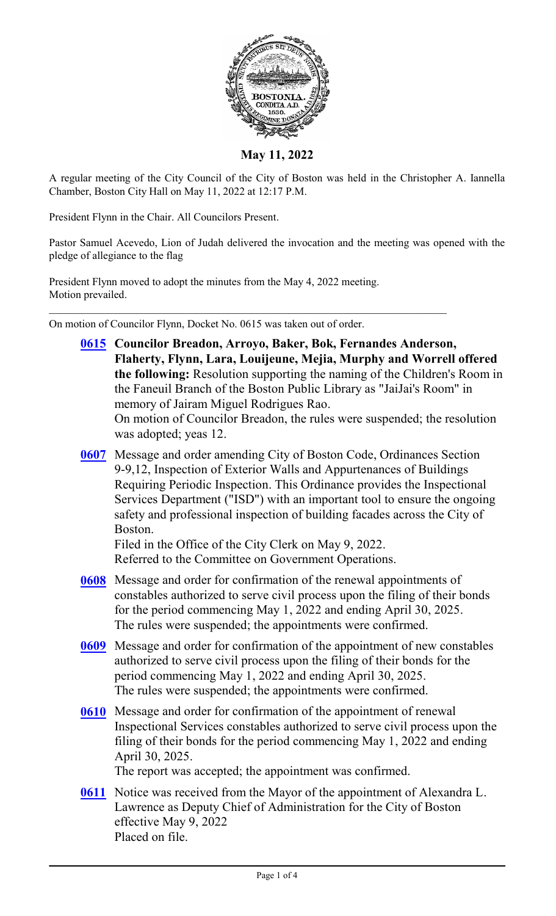**May 11, 2022**

A regular meeting of the City Council of the City of Boston was held in the Christopher A. Iannella Chamber, Boston City Hall on May 11, 2022 at 12:17 P.M.

President Flynn in the Chair. All Councilors Present.

Pastor Samuel Acevedo, Lion of Judah delivered the invocation and the meeting was opened with the pledge of allegiance to the flag

President Flynn moved to adopt the minutes from the May 4, 2022 meeting.
Motion prevailed.

---

On motion of Councilor Flynn, Docket No. 0615 was taken out of order.

**0615** **Councilor Breadon, Arroyo, Baker, Bok, Fernandes Anderson, Flaherty, Flynn, Lara, Louijeune, Mejia, Murphy and Worrell offered the following:** Resolution supporting the naming of the Children's Room in the Faneuil Branch of the Boston Public Library as "JaiJai's Room" in memory of Jairam Miguel Rodrigues Rao.
On motion of Councilor Breadon, the rules were suspended; the resolution was adopted; yeas 12.

**0607** Message and order amending City of Boston Code, Ordinances Section 9-9,12, Inspection of Exterior Walls and Appurtenances of Buildings Requiring Periodic Inspection. This Ordinance provides the Inspectional Services Department ("ISD") with an important tool to ensure the ongoing safety and professional inspection of building facades across the City of Boston.
Filed in the Office of the City Clerk on May 9, 2022.
Referred to the Committee on Government Operations.

**0608** Message and order for confirmation of the renewal appointments of constables authorized to serve civil process upon the filing of their bonds for the period commencing May 1, 2022 and ending April 30, 2025.
The rules were suspended; the appointments were confirmed.

**0609** Message and order for confirmation of the appointment of new constables authorized to serve civil process upon the filing of their bonds for the period commencing May 1, 2022 and ending April 30, 2025.
The rules were suspended; the appointments were confirmed.

**0610** Message and order for confirmation of the appointment of renewal Inspectional Services constables authorized to serve civil process upon the filing of their bonds for the period commencing May 1, 2022 and ending April 30, 2025.
The report was accepted; the appointment was confirmed.

**0611** Notice was received from the Mayor of the appointment of Alexandra L. Lawrence as Deputy Chief of Administration for the City of Boston effective May 9, 2022
Placed on file.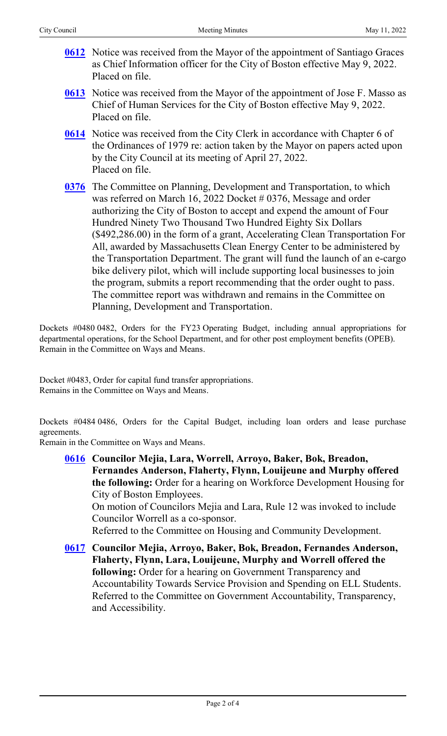**0612** Notice was received from the Mayor of the appointment of Santiago Graces as Chief Information officer for the City of Boston effective May 9, 2022.
Placed on file.

**0613** Notice was received from the Mayor of the appointment of Jose F. Masso as Chief of Human Services for the City of Boston effective May 9, 2022.
Placed on file.

**0614** Notice was received from the City Clerk in accordance with Chapter 6 of the Ordinances of 1979 re: action taken by the Mayor on papers acted upon by the City Council at its meeting of April 27, 2022.
Placed on file.

**0376** The Committee on Planning, Development and Transportation, to which was referred on March 16, 2022 Docket # 0376, Message and order authorizing the City of Boston to accept and expend the amount of Four Hundred Ninety Two Thousand Two Hundred Eighty Six Dollars ($492,286.00) in the form of a grant, Accelerating Clean Transportation For All, awarded by Massachusetts Clean Energy Center to be administered by the Transportation Department. The grant will fund the launch of an e-cargo bike delivery pilot, which will include supporting local businesses to join the program, submits a report recommending that the order ought to pass. The committee report was withdrawn and remains in the Committee on Planning, Development and Transportation.

Dockets #0480 0482, Orders for the FY23 Operating Budget, including annual appropriations for departmental operations, for the School Department, and for other post employment benefits (OPEB).
Remain in the Committee on Ways and Means.

Docket #0483, Order for capital fund transfer appropriations.
Remains in the Committee on Ways and Means.

Dockets #0484 0486, Orders for the Capital Budget, including loan orders and lease purchase agreements.
Remain in the Committee on Ways and Means.

**0616** **Councilor Mejia, Lara, Worrell, Arroyo, Baker, Bok, Breadon, Fernandes Anderson, Flaherty, Flynn, Louijeune and Murphy offered the following:** Order for a hearing on Workforce Development Housing for City of Boston Employees.
On motion of Councilors Mejia and Lara, Rule 12 was invoked to include Councilor Worrell as a co-sponsor.
Referred to the Committee on Housing and Community Development.

**0617** **Councilor Mejia, Arroyo, Baker, Bok, Breadon, Fernandes Anderson, Flaherty, Flynn, Lara, Louijeune, Murphy and Worrell offered the following:** Order for a hearing on Government Transparency and Accountability Towards Service Provision and Spending on ELL Students.
Referred to the Committee on Government Accountability, Transparency, and Accessibility.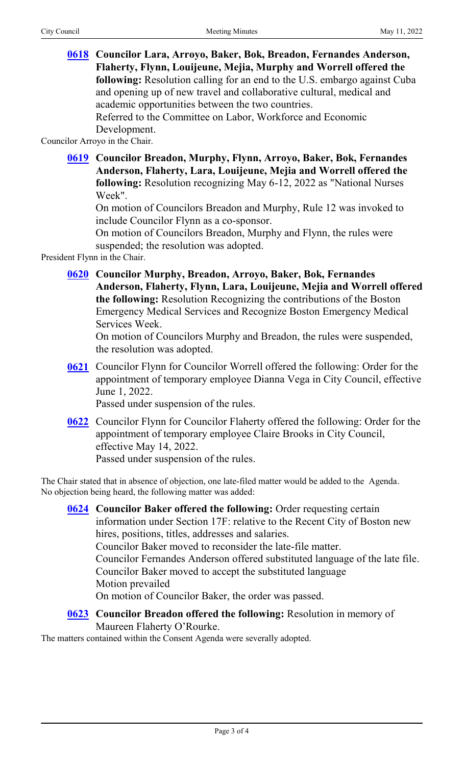**0618** **Councilor Lara, Arroyo, Baker, Bok, Breadon, Fernandes Anderson, Flaherty, Flynn, Louijeune, Mejia, Murphy and Worrell offered the following:** Resolution calling for an end to the U.S. embargo against Cuba and opening up of new travel and collaborative cultural, medical and academic opportunities between the two countries.
Referred to the Committee on Labor, Workforce and Economic Development.

Councilor Arroyo in the Chair.

**0619** **Councilor Breadon, Murphy, Flynn, Arroyo, Baker, Bok, Fernandes Anderson, Flaherty, Lara, Louijeune, Mejia and Worrell offered the following:** Resolution recognizing May 6-12, 2022 as "National Nurses Week".
On motion of Councilors Breadon and Murphy, Rule 12 was invoked to include Councilor Flynn as a co-sponsor.
On motion of Councilors Breadon, Murphy and Flynn, the rules were suspended; the resolution was adopted.

President Flynn in the Chair.

**0620** **Councilor Murphy, Breadon, Arroyo, Baker, Bok, Fernandes Anderson, Flaherty, Flynn, Lara, Louijeune, Mejia and Worrell offered the following:** Resolution Recognizing the contributions of the Boston Emergency Medical Services and Recognize Boston Emergency Medical Services Week.
On motion of Councilors Murphy and Breadon, the rules were suspended, the resolution was adopted.

**0621** Councilor Flynn for Councilor Worrell offered the following: Order for the appointment of temporary employee Dianna Vega in City Council, effective June 1, 2022.
Passed under suspension of the rules.

**0622** Councilor Flynn for Councilor Flaherty offered the following: Order for the appointment of temporary employee Claire Brooks in City Council, effective May 14, 2022.
Passed under suspension of the rules.

The Chair stated that in absence of objection, one late-filed matter would be added to the Agenda. No objection being heard, the following matter was added:

**0624** **Councilor Baker offered the following:** Order requesting certain information under Section 17F: relative to the Recent City of Boston new hires, positions, titles, addresses and salaries.
Councilor Baker moved to reconsider the late-file matter.
Councilor Fernandes Anderson offered substituted language of the late file.
Councilor Baker moved to accept the substituted language
Motion prevailed
On motion of Councilor Baker, the order was passed.

**0623** **Councilor Breadon offered the following:** Resolution in memory of Maureen Flaherty O'Rourke.

The matters contained within the Consent Agenda were severally adopted.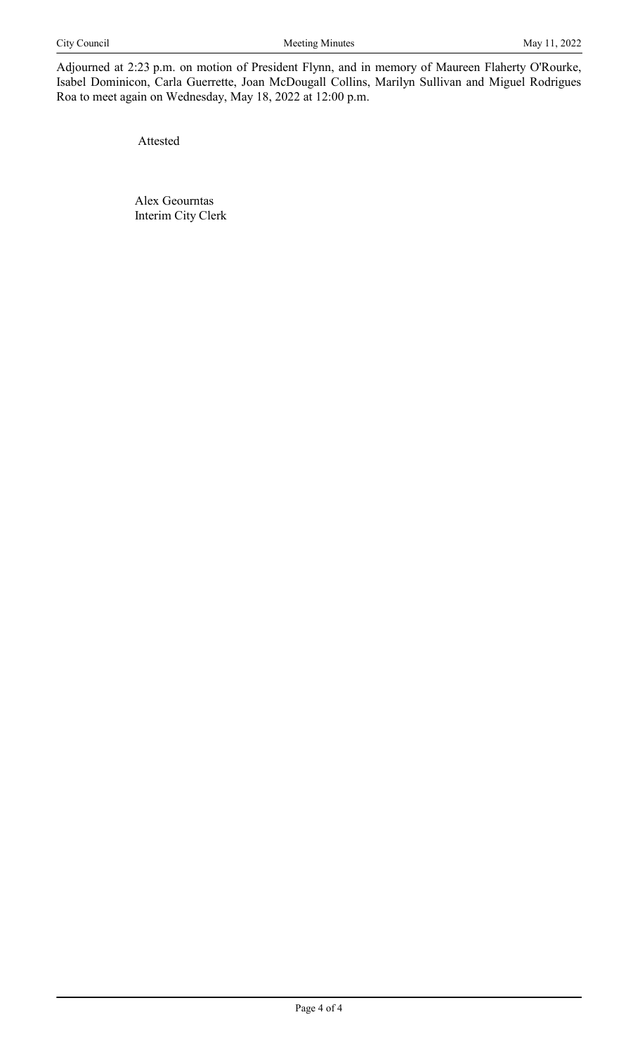Adjourned at 2:23 p.m. on motion of President Flynn, and in memory of Maureen Flaherty O'Rourke, Isabel Dominicon, Carla Guerrette, Joan McDougall Collins, Marilyn Sullivan and Miguel Rodrigues Roa to meet again on Wednesday, May 18, 2022 at 12:00 p.m.

Attested

Alex Geourntas
Interim City Clerk